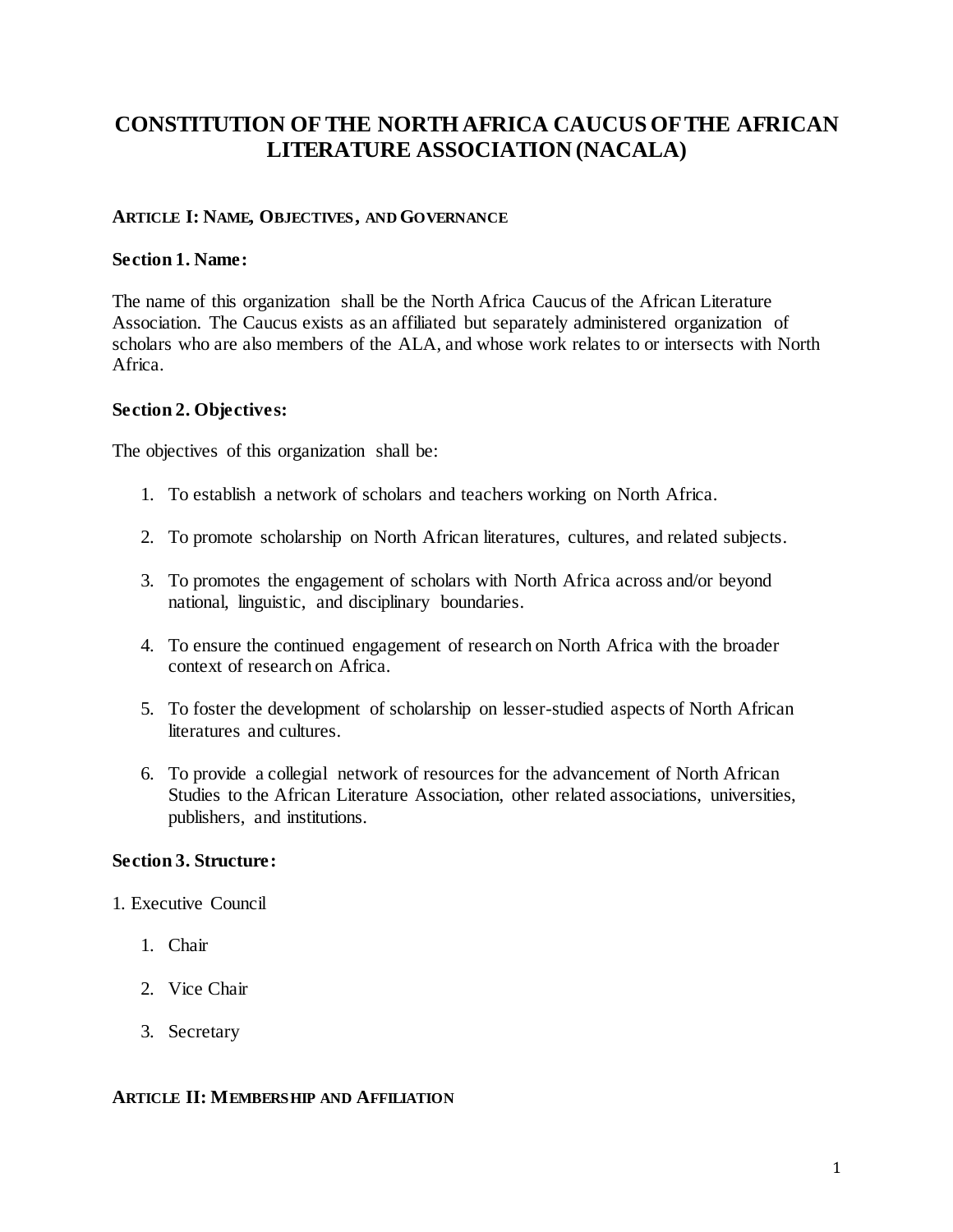# CONSTITUTION OF THE NORTH AFRICA CAUCUS OF THE AFRICAN LITERATURE ASSOCIATION (NACALA)

## ARTICLE I: NAME, OBJECTIVES, AND GOVERNANCE

### Section 1. Name:

The name of this organization shall be the North Africa Caucus of the African Literature Association. The Caucus exists as an affiliated but separately administered organization of scholars who are also members of the ALA, and whose work relates to or intersects with North Africa.

### Section 2. Objectives:

The objectives of this organization shall be:

1. To establish a network of scholars and teachers working on North Africa.
2. To promote scholarship on North African literatures, cultures, and related subjects.
3. To promotes the engagement of scholars with North Africa across and/or beyond national, linguistic, and disciplinary boundaries.
4. To ensure the continued engagement of research on North Africa with the broader context of research on Africa.
5. To foster the development of scholarship on lesser-studied aspects of North African literatures and cultures.
6. To provide a collegial network of resources for the advancement of North African Studies to the African Literature Association, other related associations, universities, publishers, and institutions.

### Section 3. Structure:

1. Executive Council
    1. Chair
    2. Vice Chair
    3. Secretary

## ARTICLE II: MEMBERSHIP AND AFFILIATION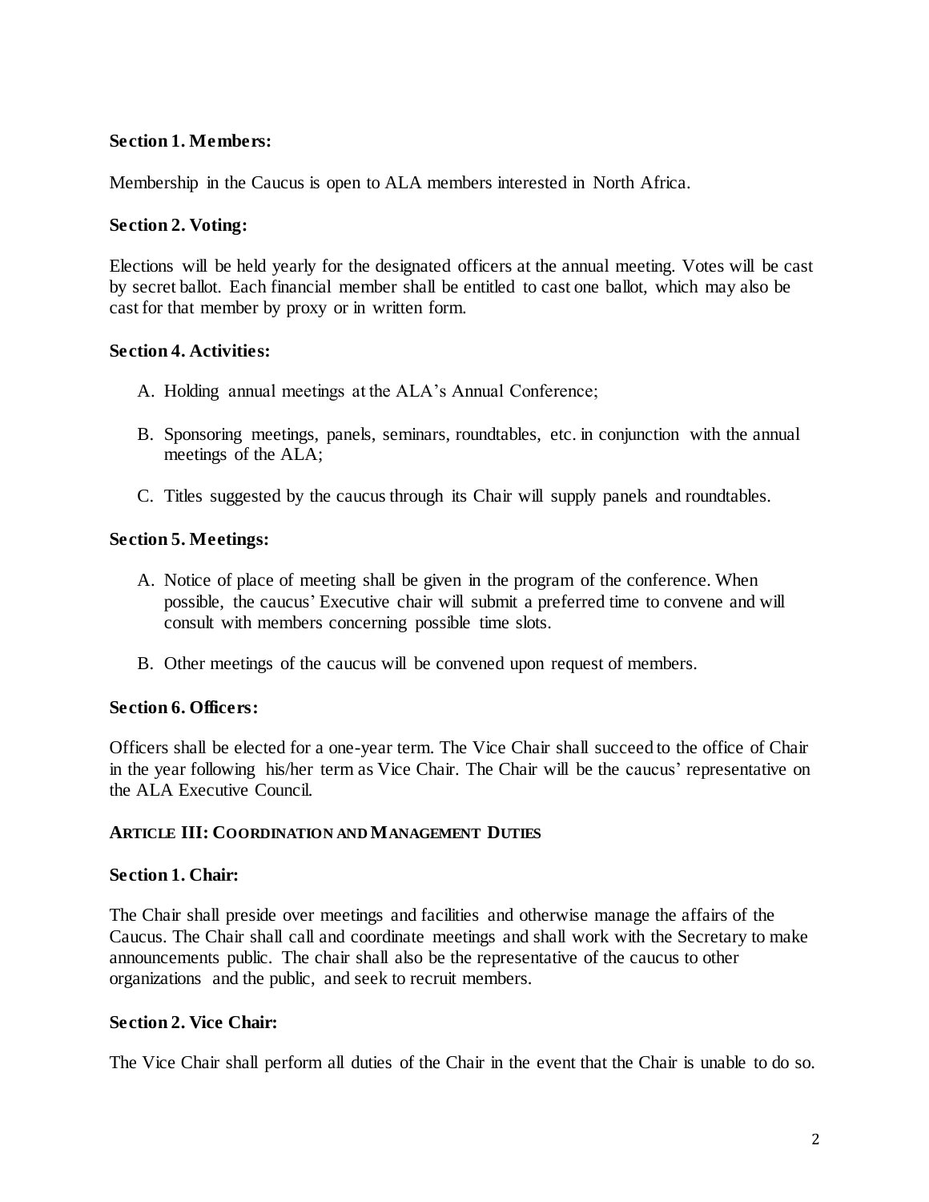### Section 1. Members:

Membership in the Caucus is open to ALA members interested in North Africa.

### Section 2. Voting:

Elections will be held yearly for the designated officers at the annual meeting. Votes will be cast by secret ballot. Each financial member shall be entitled to cast one ballot, which may also be cast for that member by proxy or in written form.

### Section 4. Activities:

A. Holding annual meetings at the ALA's Annual Conference;

B. Sponsoring meetings, panels, seminars, roundtables, etc. in conjunction with the annual meetings of the ALA;

C. Titles suggested by the caucus through its Chair will supply panels and roundtables.

### Section 5. Meetings:

A. Notice of place of meeting shall be given in the program of the conference. When possible, the caucus' Executive chair will submit a preferred time to convene and will consult with members concerning possible time slots.

B. Other meetings of the caucus will be convened upon request of members.

### Section 6. Officers:

Officers shall be elected for a one-year term. The Vice Chair shall succeed to the office of Chair in the year following his/her term as Vice Chair. The Chair will be the caucus' representative on the ALA Executive Council.

## ARTICLE III: COORDINATION AND MANAGEMENT DUTIES

### Section 1. Chair:

The Chair shall preside over meetings and facilities and otherwise manage the affairs of the Caucus. The Chair shall call and coordinate meetings and shall work with the Secretary to make announcements public. The chair shall also be the representative of the caucus to other organizations and the public, and seek to recruit members.

### Section 2. Vice Chair:

The Vice Chair shall perform all duties of the Chair in the event that the Chair is unable to do so.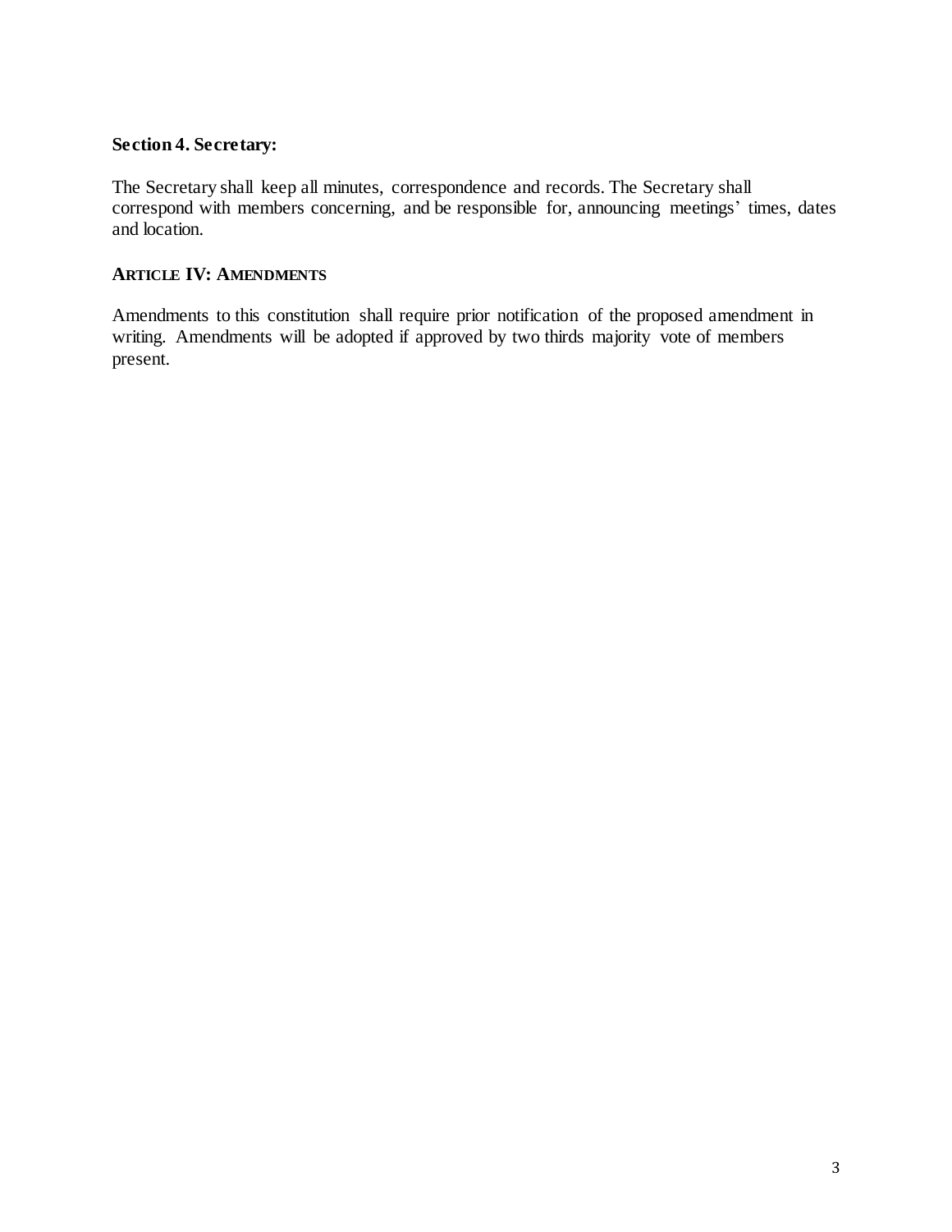### Section 4. Secretary:

The Secretary shall keep all minutes, correspondence and records. The Secretary shall correspond with members concerning, and be responsible for, announcing meetings' times, dates and location.

## ARTICLE IV: AMENDMENTS

Amendments to this constitution shall require prior notification of the proposed amendment in writing. Amendments will be adopted if approved by two thirds majority vote of members present.